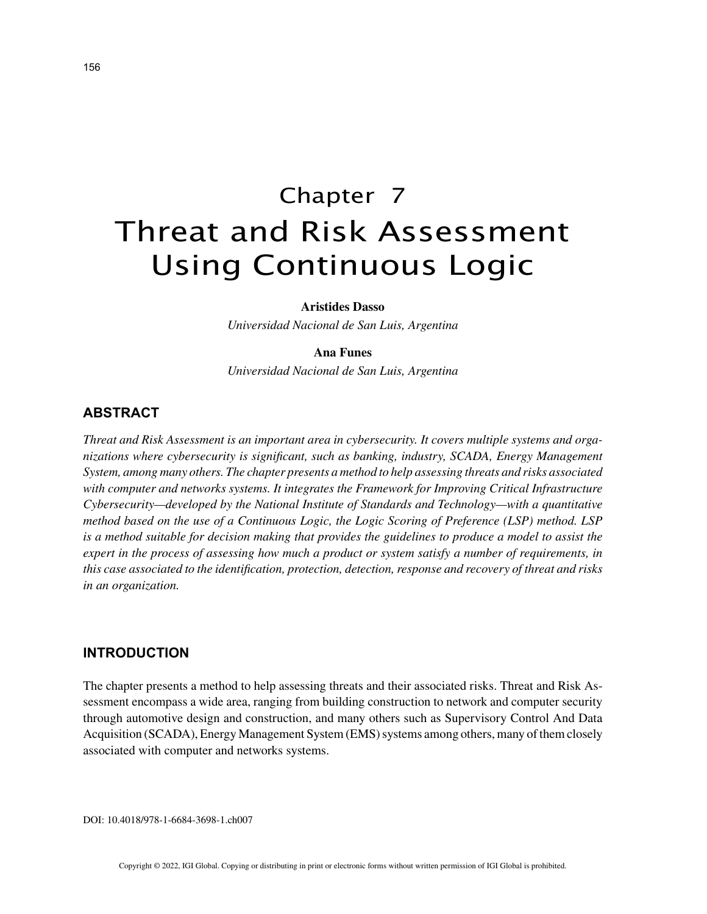# Chapter 7
# Threat and Risk Assessment Using Continuous Logic

**Aristides Dasso**
*Universidad Nacional de San Luis, Argentina*

**Ana Funes**
*Universidad Nacional de San Luis, Argentina*

## ABSTRACT

*Threat and Risk Assessment is an important area in cybersecurity. It covers multiple systems and organizations where cybersecurity is significant, such as banking, industry, SCADA, Energy Management System, among many others. The chapter presents a method to help assessing threats and risks associated with computer and networks systems. It integrates the Framework for Improving Critical Infrastructure Cybersecurity—developed by the National Institute of Standards and Technology—with a quantitative method based on the use of a Continuous Logic, the Logic Scoring of Preference (LSP) method. LSP is a method suitable for decision making that provides the guidelines to produce a model to assist the expert in the process of assessing how much a product or system satisfy a number of requirements, in this case associated to the identification, protection, detection, response and recovery of threat and risks in an organization.*

## INTRODUCTION

The chapter presents a method to help assessing threats and their associated risks. Threat and Risk Assessment encompass a wide area, ranging from building construction to network and computer security through automotive design and construction, and many others such as Supervisory Control And Data Acquisition (SCADA), Energy Management System (EMS) systems among others, many of them closely associated with computer and networks systems.

DOI: 10.4018/978-1-6684-3698-1.ch007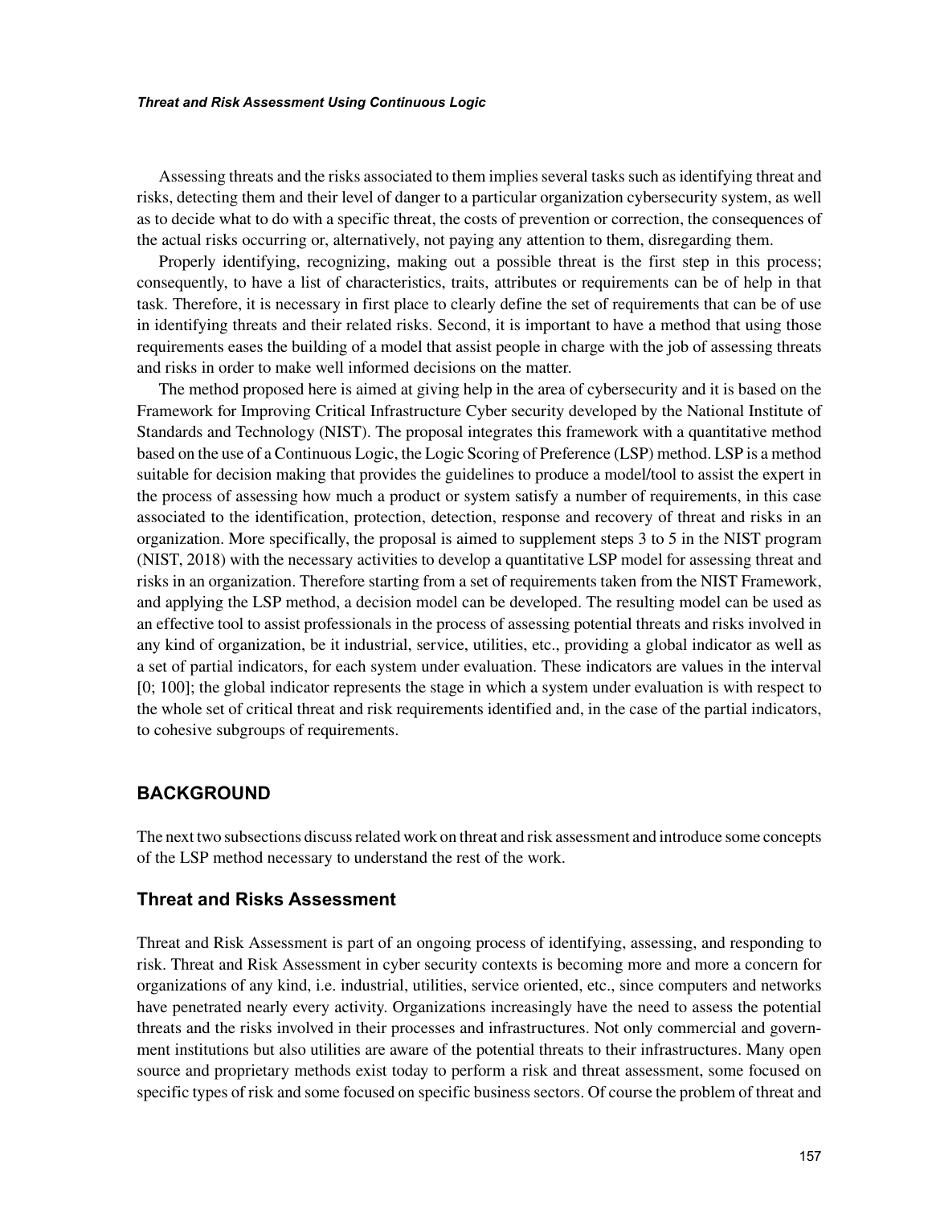Assessing threats and the risks associated to them implies several tasks such as identifying threat and risks, detecting them and their level of danger to a particular organization cybersecurity system, as well as to decide what to do with a specific threat, the costs of prevention or correction, the consequences of the actual risks occurring or, alternatively, not paying any attention to them, disregarding them.

Properly identifying, recognizing, making out a possible threat is the first step in this process; consequently, to have a list of characteristics, traits, attributes or requirements can be of help in that task. Therefore, it is necessary in first place to clearly define the set of requirements that can be of use in identifying threats and their related risks. Second, it is important to have a method that using those requirements eases the building of a model that assist people in charge with the job of assessing threats and risks in order to make well informed decisions on the matter.

The method proposed here is aimed at giving help in the area of cybersecurity and it is based on the Framework for Improving Critical Infrastructure Cyber security developed by the National Institute of Standards and Technology (NIST). The proposal integrates this framework with a quantitative method based on the use of a Continuous Logic, the Logic Scoring of Preference (LSP) method. LSP is a method suitable for decision making that provides the guidelines to produce a model/tool to assist the expert in the process of assessing how much a product or system satisfy a number of requirements, in this case associated to the identification, protection, detection, response and recovery of threat and risks in an organization. More specifically, the proposal is aimed to supplement steps 3 to 5 in the NIST program (NIST, 2018) with the necessary activities to develop a quantitative LSP model for assessing threat and risks in an organization. Therefore starting from a set of requirements taken from the NIST Framework, and applying the LSP method, a decision model can be developed. The resulting model can be used as an effective tool to assist professionals in the process of assessing potential threats and risks involved in any kind of organization, be it industrial, service, utilities, etc., providing a global indicator as well as a set of partial indicators, for each system under evaluation. These indicators are values in the interval [0; 100]; the global indicator represents the stage in which a system under evaluation is with respect to the whole set of critical threat and risk requirements identified and, in the case of the partial indicators, to cohesive subgroups of requirements.

## BACKGROUND

The next two subsections discuss related work on threat and risk assessment and introduce some concepts of the LSP method necessary to understand the rest of the work.

### Threat and Risks Assessment

Threat and Risk Assessment is part of an ongoing process of identifying, assessing, and responding to risk. Threat and Risk Assessment in cyber security contexts is becoming more and more a concern for organizations of any kind, i.e. industrial, utilities, service oriented, etc., since computers and networks have penetrated nearly every activity. Organizations increasingly have the need to assess the potential threats and the risks involved in their processes and infrastructures. Not only commercial and government institutions but also utilities are aware of the potential threats to their infrastructures. Many open source and proprietary methods exist today to perform a risk and threat assessment, some focused on specific types of risk and some focused on specific business sectors. Of course the problem of threat and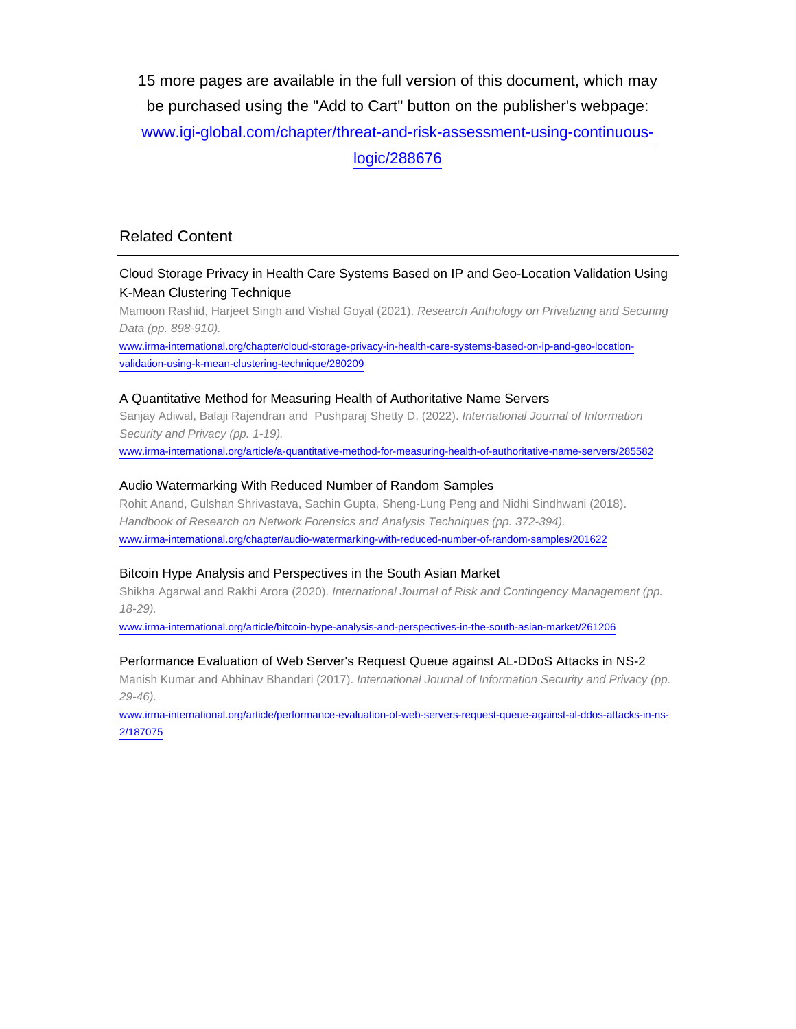15 more pages are available in the full version of this document, which may be purchased using the "Add to Cart" button on the publisher's webpage: www.igi-global.com/chapter/threat-and-risk-assessment-using-continuous-logic/288676

## Related Content

Cloud Storage Privacy in Health Care Systems Based on IP and Geo-Location Validation Using K-Mean Clustering Technique
Mamoon Rashid, Harjeet Singh and Vishal Goyal (2021). *Research Anthology on Privatizing and Securing Data (pp. 898-910).*
www.irma-international.org/chapter/cloud-storage-privacy-in-health-care-systems-based-on-ip-and-geo-location-validation-using-k-mean-clustering-technique/280209

A Quantitative Method for Measuring Health of Authoritative Name Servers
Sanjay Adiwal, Balaji Rajendran and Pushparaj Shetty D. (2022). *International Journal of Information Security and Privacy (pp. 1-19).*
www.irma-international.org/article/a-quantitative-method-for-measuring-health-of-authoritative-name-servers/285582

Audio Watermarking With Reduced Number of Random Samples
Rohit Anand, Gulshan Shrivastava, Sachin Gupta, Sheng-Lung Peng and Nidhi Sindhwani (2018). *Handbook of Research on Network Forensics and Analysis Techniques (pp. 372-394).*
www.irma-international.org/chapter/audio-watermarking-with-reduced-number-of-random-samples/201622

Bitcoin Hype Analysis and Perspectives in the South Asian Market
Shikha Agarwal and Rakhi Arora (2020). *International Journal of Risk and Contingency Management (pp. 18-29).*
www.irma-international.org/article/bitcoin-hype-analysis-and-perspectives-in-the-south-asian-market/261206

Performance Evaluation of Web Server's Request Queue against AL-DDoS Attacks in NS-2
Manish Kumar and Abhinav Bhandari (2017). *International Journal of Information Security and Privacy (pp. 29-46).*
www.irma-international.org/article/performance-evaluation-of-web-servers-request-queue-against-al-ddos-attacks-in-ns-2/187075